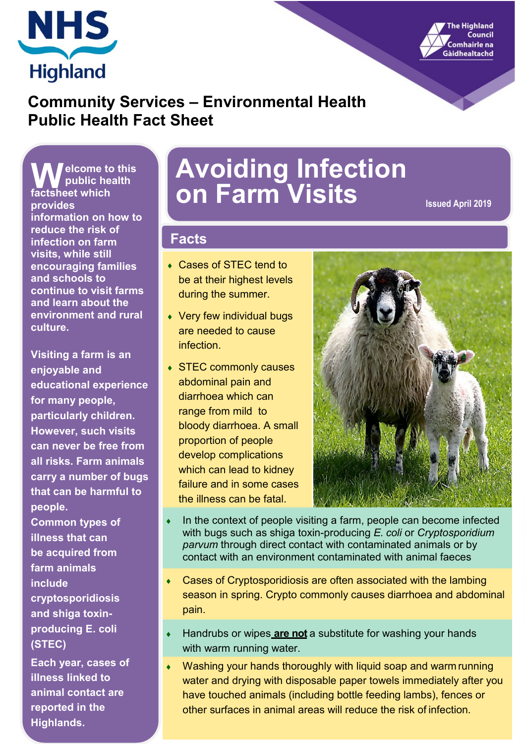NHS Highland

The Highland Council
Comhairle na Gàidhealtachd

## Community Services – Environmental Health Public Health Fact Sheet

# Avoiding Infection on Farm Visits

Issued April 2019

**Welcome to this public health factsheet which provides information on how to reduce the risk of infection on farm visits, while still encouraging families and schools to continue to visit farms and learn about the environment and rural culture.**

**Visiting a farm is an enjoyable and educational experience for many people, particularly children. However, such visits can never be free from all risks. Farm animals carry a number of bugs that can be harmful to people.**

**Common types of illness that can be acquired from farm animals include cryptosporidiosis and shiga toxin-producing E. coli (STEC)**

**Each year, cases of illness linked to animal contact are reported in the Highlands.**

## Facts

- Cases of STEC tend to be at their highest levels during the summer.
- Very few individual bugs are needed to cause infection.
- STEC commonly causes abdominal pain and diarrhoea which can range from mild to bloody diarrhoea. A small proportion of people develop complications which can lead to kidney failure and in some cases the illness can be fatal.
- In the context of people visiting a farm, people can become infected with bugs such as shiga toxin-producing *E. coli* or *Cryptosporidium parvum* through direct contact with contaminated animals or by contact with an environment contaminated with animal faeces
- Cases of Cryptosporidiosis are often associated with the lambing season in spring. Crypto commonly causes diarrhoea and abdominal pain.
- Handrubs or wipes **are not** a substitute for washing your hands with warm running water.
- Washing your hands thoroughly with liquid soap and warm running water and drying with disposable paper towels immediately after you have touched animals (including bottle feeding lambs), fences or other surfaces in animal areas will reduce the risk of infection.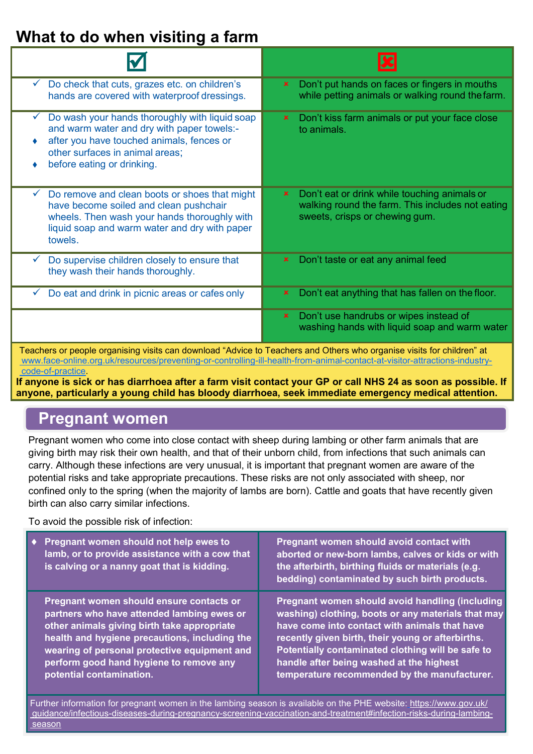# What to do when visiting a farm

| ☑ | ☒ |
|---|---|
| ✓ Do check that cuts, grazes etc. on children's hands are covered with waterproof dressings. | ✗ Don't put hands on faces or fingers in mouths while petting animals or walking round the farm. |
| ✓ Do wash your hands thoroughly with liquid soap and warm water and dry with paper towels:- ♦ after you have touched animals, fences or other surfaces in animal areas; ♦ before eating or drinking. | ✗ Don't kiss farm animals or put your face close to animals. |
| ✓ Do remove and clean boots or shoes that might have become soiled and clean pushchair wheels. Then wash your hands thoroughly with liquid soap and warm water and dry with paper towels. | ✗ Don't eat or drink while touching animals or walking round the farm. This includes not eating sweets, crisps or chewing gum. |
| ✓ Do supervise children closely to ensure that they wash their hands thoroughly. | ✗ Don't taste or eat any animal feed |
| ✓ Do eat and drink in picnic areas or cafes only | ✗ Don't eat anything that has fallen on the floor. |
| | ✗ Don't use handrubs or wipes instead of washing hands with liquid soap and warm water |

Teachers or people organising visits can download "Advice to Teachers and Others who organise visits for children" at www.face-online.org.uk/resources/preventing-or-controlling-ill-health-from-animal-contact-at-visitor-attractions-industry-code-of-practice.

**If anyone is sick or has diarrhoea after a farm visit contact your GP or call NHS 24 as soon as possible. If anyone, particularly a young child has bloody diarrhoea, seek immediate emergency medical attention.**

## Pregnant women

Pregnant women who come into close contact with sheep during lambing or other farm animals that are giving birth may risk their own health, and that of their unborn child, from infections that such animals can carry. Although these infections are very unusual, it is important that pregnant women are aware of the potential risks and take appropriate precautions. These risks are not only associated with sheep, nor confined only to the spring (when the majority of lambs are born). Cattle and goats that have recently given birth can also carry similar infections.

To avoid the possible risk of infection:

| | |
|---|---|
| ♦ **Pregnant women should not help ewes to lamb, or to provide assistance with a cow that is calving or a nanny goat that is kidding.** | **Pregnant women should avoid contact with aborted or new-born lambs, calves or kids or with the afterbirth, birthing fluids or materials (e.g. bedding) contaminated by such birth products.** |
| **Pregnant women should ensure contacts or partners who have attended lambing ewes or other animals giving birth take appropriate health and hygiene precautions, including the wearing of personal protective equipment and perform good hand hygiene to remove any potential contamination.** | **Pregnant women should avoid handling (including washing) clothing, boots or any materials that may have come into contact with animals that have recently given birth, their young or afterbirths. Potentially contaminated clothing will be safe to handle after being washed at the highest temperature recommended by the manufacturer.** |

Further information for pregnant women in the lambing season is available on the PHE website: https://www.gov.uk/guidance/infectious-diseases-during-pregnancy-screening-vaccination-and-treatment#infection-risks-during-lambing-season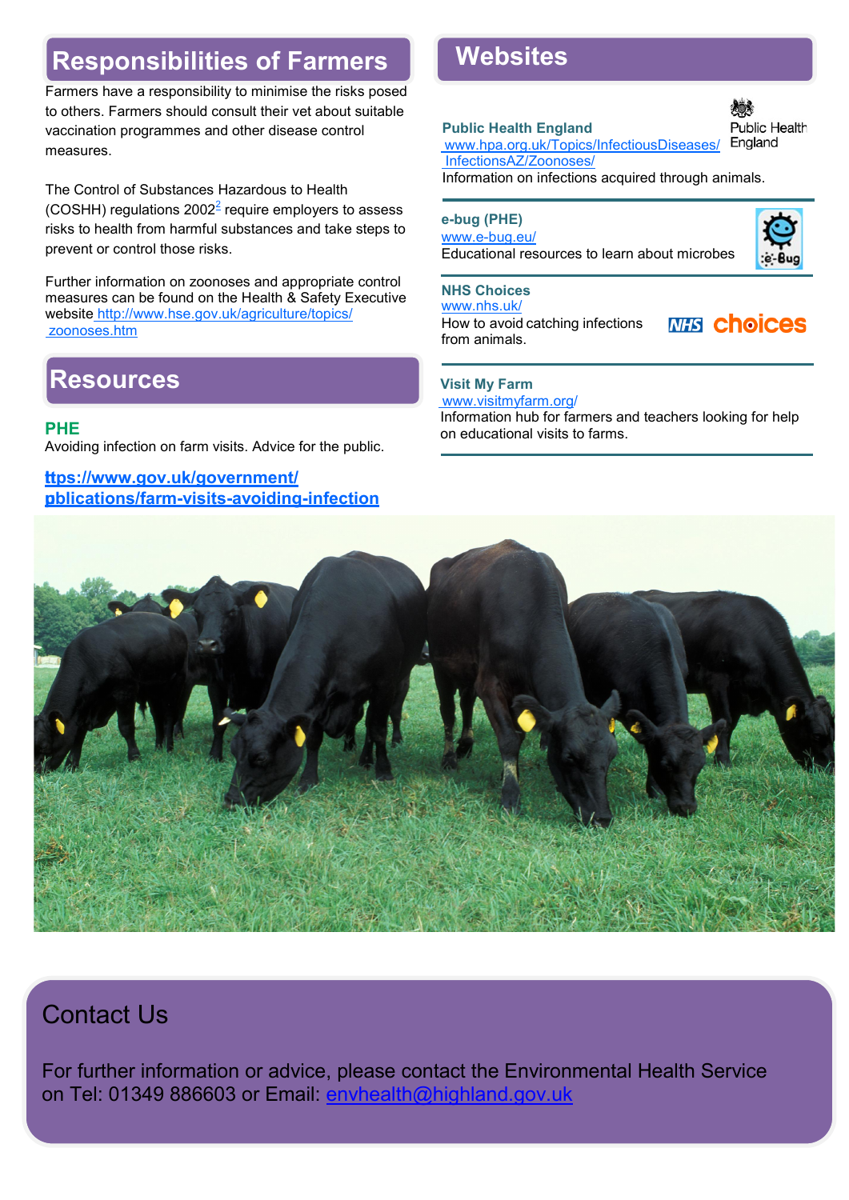## Responsibilities of Farmers

Farmers have a responsibility to minimise the risks posed to others. Farmers should consult their vet about suitable vaccination programmes and other disease control measures.

The Control of Substances Hazardous to Health (COSHH) regulations 2002[2] require employers to assess risks to health from harmful substances and take steps to prevent or control those risks.

Further information on zoonoses and appropriate control measures can be found on the Health & Safety Executive website http://www.hse.gov.uk/agriculture/topics/zoonoses.htm

## Resources

**PHE**

Avoiding infection on farm visits. Advice for the public.

**ttps://www.gov.uk/government/ pblications/farm-visits-avoiding-infection**

## Websites

**Public Health England**
www.hpa.org.uk/Topics/InfectiousDiseases/InfectionsAZ/Zoonoses/
Information on infections acquired through animals.

**e-bug (PHE)**
www.e-bug.eu/
Educational resources to learn about microbes

**NHS Choices**
www.nhs.uk/
How to avoid catching infections from animals.

**Visit My Farm**
www.visitmyfarm.org/
Information hub for farmers and teachers looking for help on educational visits to farms.

## Contact Us

For further information or advice, please contact the Environmental Health Service on Tel: 01349 886603 or Email: envhealth@highland.gov.uk